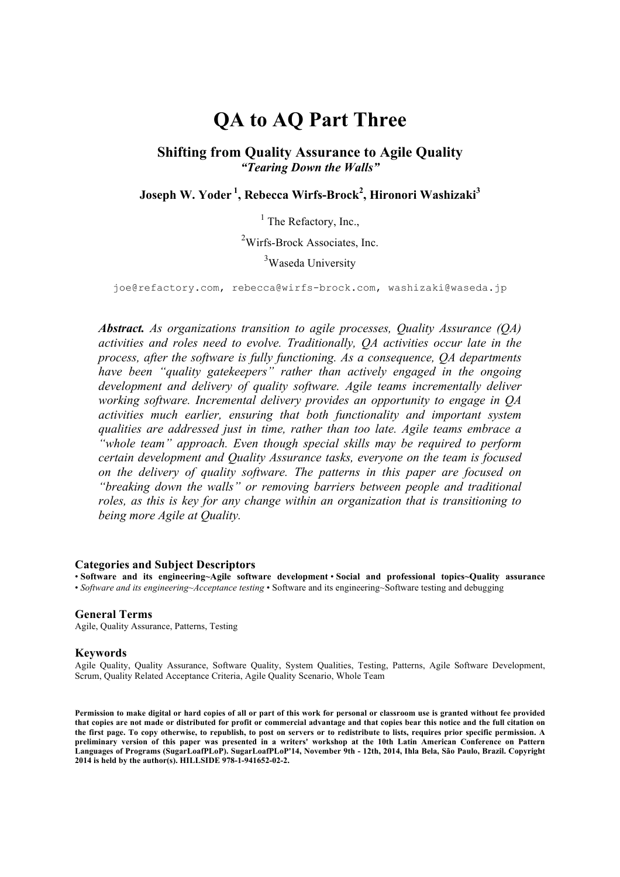# QA to AQ Part Three

## Shifting from Quality Assurance to Agile Quality

### *"Tearing Down the Walls"*

**Joseph W. Yoder [1], Rebecca Wirfs-Brock[2], Hironori Washizaki[3]**

[1] The Refactory, Inc.,

[2]Wirfs-Brock Associates, Inc.

[3]Waseda University

joe@refactory.com, rebecca@wirfs-brock.com, washizaki@waseda.jp

***Abstract.*** *As organizations transition to agile processes, Quality Assurance (QA) activities and roles need to evolve. Traditionally, QA activities occur late in the process, after the software is fully functioning. As a consequence, QA departments have been "quality gatekeepers" rather than actively engaged in the ongoing development and delivery of quality software. Agile teams incrementally deliver working software. Incremental delivery provides an opportunity to engage in QA activities much earlier, ensuring that both functionality and important system qualities are addressed just in time, rather than too late. Agile teams embrace a "whole team" approach. Even though special skills may be required to perform certain development and Quality Assurance tasks, everyone on the team is focused on the delivery of quality software. The patterns in this paper are focused on "breaking down the walls" or removing barriers between people and traditional roles, as this is key for any change within an organization that is transitioning to being more Agile at Quality.*

#### Categories and Subject Descriptors

• **Software and its engineering~Agile software development** • **Social and professional topics~Quality assurance** • *Software and its engineering~Acceptance testing* • Software and its engineering~Software testing and debugging

#### General Terms

Agile, Quality Assurance, Patterns, Testing

#### Keywords

Agile Quality, Quality Assurance, Software Quality, System Qualities, Testing, Patterns, Agile Software Development, Scrum, Quality Related Acceptance Criteria, Agile Quality Scenario, Whole Team

**Permission to make digital or hard copies of all or part of this work for personal or classroom use is granted without fee provided that copies are not made or distributed for profit or commercial advantage and that copies bear this notice and the full citation on the first page. To copy otherwise, to republish, to post on servers or to redistribute to lists, requires prior specific permission. A preliminary version of this paper was presented in a writers' workshop at the 10th Latin American Conference on Pattern Languages of Programs (SugarLoafPLoP). SugarLoafPLoP'14, November 9th - 12th, 2014, Ihla Bela, São Paulo, Brazil. Copyright 2014 is held by the author(s). HILLSIDE 978-1-941652-02-2.**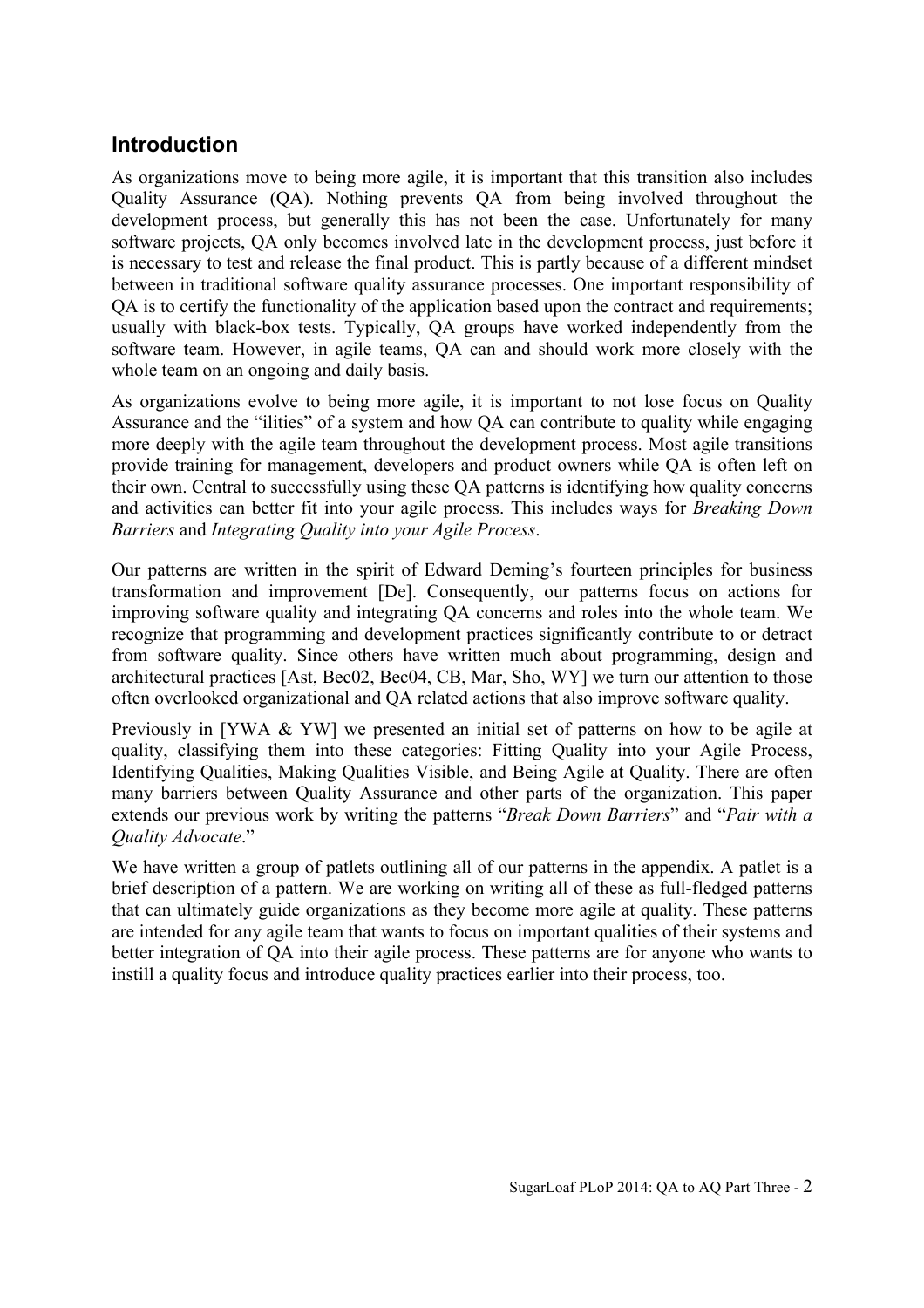## Introduction

As organizations move to being more agile, it is important that this transition also includes Quality Assurance (QA). Nothing prevents QA from being involved throughout the development process, but generally this has not been the case. Unfortunately for many software projects, QA only becomes involved late in the development process, just before it is necessary to test and release the final product. This is partly because of a different mindset between in traditional software quality assurance processes. One important responsibility of QA is to certify the functionality of the application based upon the contract and requirements; usually with black-box tests. Typically, QA groups have worked independently from the software team. However, in agile teams, QA can and should work more closely with the whole team on an ongoing and daily basis.

As organizations evolve to being more agile, it is important to not lose focus on Quality Assurance and the "ilities" of a system and how QA can contribute to quality while engaging more deeply with the agile team throughout the development process. Most agile transitions provide training for management, developers and product owners while QA is often left on their own. Central to successfully using these QA patterns is identifying how quality concerns and activities can better fit into your agile process. This includes ways for *Breaking Down Barriers* and *Integrating Quality into your Agile Process*.

Our patterns are written in the spirit of Edward Deming's fourteen principles for business transformation and improvement [De]. Consequently, our patterns focus on actions for improving software quality and integrating QA concerns and roles into the whole team. We recognize that programming and development practices significantly contribute to or detract from software quality. Since others have written much about programming, design and architectural practices [Ast, Bec02, Bec04, CB, Mar, Sho, WY] we turn our attention to those often overlooked organizational and QA related actions that also improve software quality.

Previously in [YWA & YW] we presented an initial set of patterns on how to be agile at quality, classifying them into these categories: Fitting Quality into your Agile Process, Identifying Qualities, Making Qualities Visible, and Being Agile at Quality. There are often many barriers between Quality Assurance and other parts of the organization. This paper extends our previous work by writing the patterns "*Break Down Barriers*" and "*Pair with a Quality Advocate*."

We have written a group of patlets outlining all of our patterns in the appendix. A patlet is a brief description of a pattern. We are working on writing all of these as full-fledged patterns that can ultimately guide organizations as they become more agile at quality. These patterns are intended for any agile team that wants to focus on important qualities of their systems and better integration of QA into their agile process. These patterns are for anyone who wants to instill a quality focus and introduce quality practices earlier into their process, too.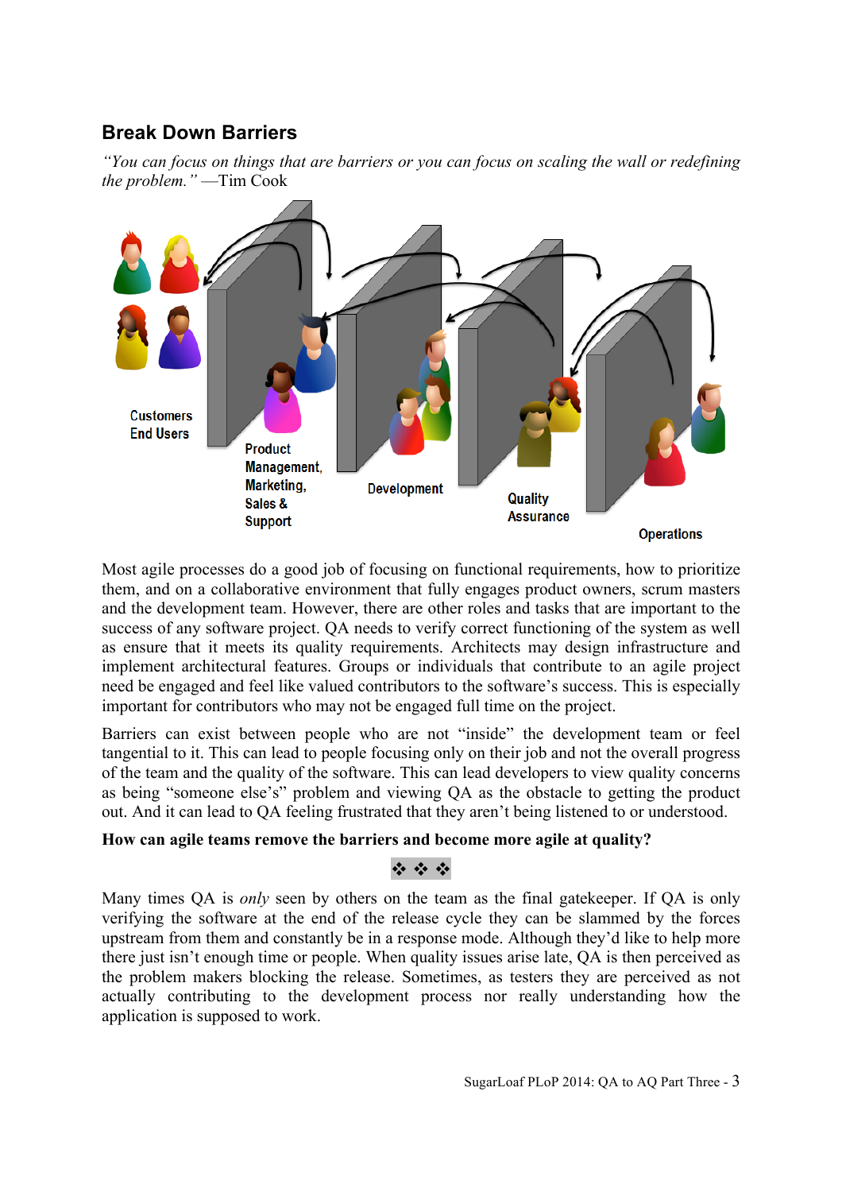## Break Down Barriers

*"You can focus on things that are barriers or you can focus on scaling the wall or redefining the problem."* —Tim Cook

Customers
End Users

Product
Management,
Marketing,
Sales &
Support

Development

Quality
Assurance

Operations

Most agile processes do a good job of focusing on functional requirements, how to prioritize them, and on a collaborative environment that fully engages product owners, scrum masters and the development team. However, there are other roles and tasks that are important to the success of any software project. QA needs to verify correct functioning of the system as well as ensure that it meets its quality requirements. Architects may design infrastructure and implement architectural features. Groups or individuals that contribute to an agile project need be engaged and feel like valued contributors to the software's success. This is especially important for contributors who may not be engaged full time on the project.

Barriers can exist between people who are not "inside" the development team or feel tangential to it. This can lead to people focusing only on their job and not the overall progress of the team and the quality of the software. This can lead developers to view quality concerns as being "someone else's" problem and viewing QA as the obstacle to getting the product out. And it can lead to QA feeling frustrated that they aren't being listened to or understood.

**How can agile teams remove the barriers and become more agile at quality?**

❖ ❖ ❖

Many times QA is *only* seen by others on the team as the final gatekeeper. If QA is only verifying the software at the end of the release cycle they can be slammed by the forces upstream from them and constantly be in a response mode. Although they'd like to help more there just isn't enough time or people. When quality issues arise late, QA is then perceived as the problem makers blocking the release. Sometimes, as testers they are perceived as not actually contributing to the development process nor really understanding how the application is supposed to work.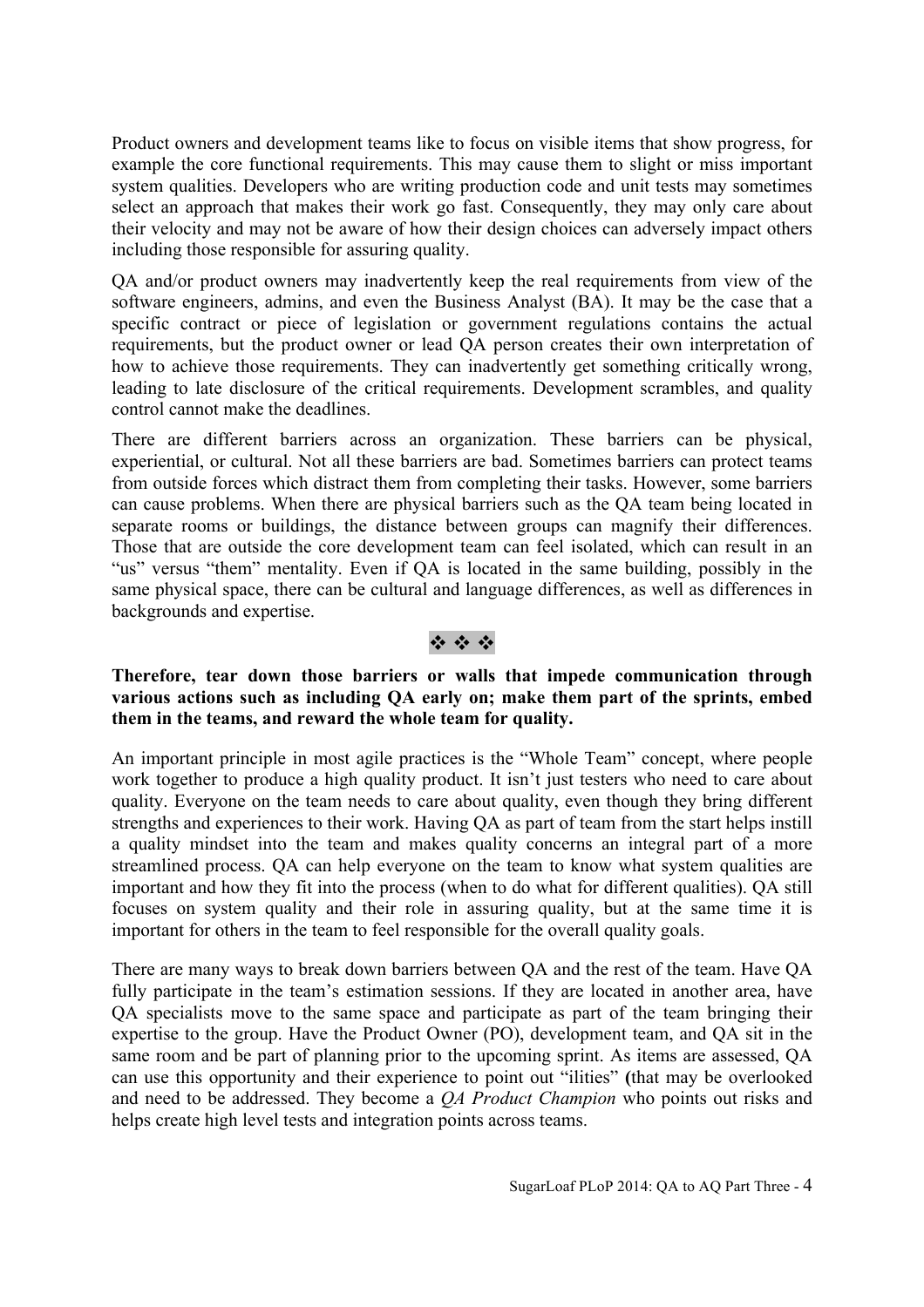Product owners and development teams like to focus on visible items that show progress, for example the core functional requirements. This may cause them to slight or miss important system qualities. Developers who are writing production code and unit tests may sometimes select an approach that makes their work go fast. Consequently, they may only care about their velocity and may not be aware of how their design choices can adversely impact others including those responsible for assuring quality.

QA and/or product owners may inadvertently keep the real requirements from view of the software engineers, admins, and even the Business Analyst (BA). It may be the case that a specific contract or piece of legislation or government regulations contains the actual requirements, but the product owner or lead QA person creates their own interpretation of how to achieve those requirements. They can inadvertently get something critically wrong, leading to late disclosure of the critical requirements. Development scrambles, and quality control cannot make the deadlines.

There are different barriers across an organization. These barriers can be physical, experiential, or cultural. Not all these barriers are bad. Sometimes barriers can protect teams from outside forces which distract them from completing their tasks. However, some barriers can cause problems. When there are physical barriers such as the QA team being located in separate rooms or buildings, the distance between groups can magnify their differences. Those that are outside the core development team can feel isolated, which can result in an "us" versus "them" mentality. Even if QA is located in the same building, possibly in the same physical space, there can be cultural and language differences, as well as differences in backgrounds and expertise.

❖ ❖ ❖

**Therefore, tear down those barriers or walls that impede communication through various actions such as including QA early on; make them part of the sprints, embed them in the teams, and reward the whole team for quality.**

An important principle in most agile practices is the "Whole Team" concept, where people work together to produce a high quality product. It isn't just testers who need to care about quality. Everyone on the team needs to care about quality, even though they bring different strengths and experiences to their work. Having QA as part of team from the start helps instill a quality mindset into the team and makes quality concerns an integral part of a more streamlined process. QA can help everyone on the team to know what system qualities are important and how they fit into the process (when to do what for different qualities). QA still focuses on system quality and their role in assuring quality, but at the same time it is important for others in the team to feel responsible for the overall quality goals.

There are many ways to break down barriers between QA and the rest of the team. Have QA fully participate in the team's estimation sessions. If they are located in another area, have QA specialists move to the same space and participate as part of the team bringing their expertise to the group. Have the Product Owner (PO), development team, and QA sit in the same room and be part of planning prior to the upcoming sprint. As items are assessed, QA can use this opportunity and their experience to point out "ilities" **(**that may be overlooked and need to be addressed. They become a *QA Product Champion* who points out risks and helps create high level tests and integration points across teams.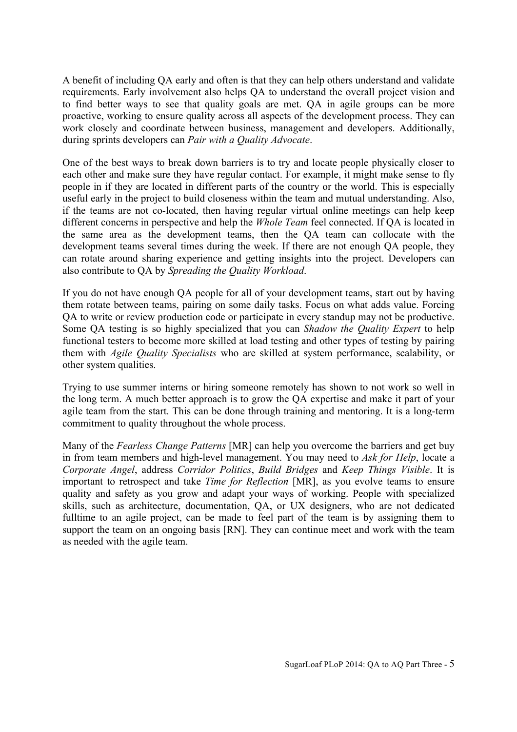A benefit of including QA early and often is that they can help others understand and validate requirements. Early involvement also helps QA to understand the overall project vision and to find better ways to see that quality goals are met. QA in agile groups can be more proactive, working to ensure quality across all aspects of the development process. They can work closely and coordinate between business, management and developers. Additionally, during sprints developers can *Pair with a Quality Advocate*.

One of the best ways to break down barriers is to try and locate people physically closer to each other and make sure they have regular contact. For example, it might make sense to fly people in if they are located in different parts of the country or the world. This is especially useful early in the project to build closeness within the team and mutual understanding. Also, if the teams are not co-located, then having regular virtual online meetings can help keep different concerns in perspective and help the *Whole Team* feel connected. If QA is located in the same area as the development teams, then the QA team can collocate with the development teams several times during the week. If there are not enough QA people, they can rotate around sharing experience and getting insights into the project. Developers can also contribute to QA by *Spreading the Quality Workload*.

If you do not have enough QA people for all of your development teams, start out by having them rotate between teams, pairing on some daily tasks. Focus on what adds value. Forcing QA to write or review production code or participate in every standup may not be productive. Some QA testing is so highly specialized that you can *Shadow the Quality Expert* to help functional testers to become more skilled at load testing and other types of testing by pairing them with *Agile Quality Specialists* who are skilled at system performance, scalability, or other system qualities.

Trying to use summer interns or hiring someone remotely has shown to not work so well in the long term. A much better approach is to grow the QA expertise and make it part of your agile team from the start. This can be done through training and mentoring. It is a long-term commitment to quality throughout the whole process.

Many of the *Fearless Change Patterns* [MR] can help you overcome the barriers and get buy in from team members and high-level management. You may need to *Ask for Help*, locate a *Corporate Angel*, address *Corridor Politics*, *Build Bridges* and *Keep Things Visible*. It is important to retrospect and take *Time for Reflection* [MR], as you evolve teams to ensure quality and safety as you grow and adapt your ways of working. People with specialized skills, such as architecture, documentation, QA, or UX designers, who are not dedicated fulltime to an agile project, can be made to feel part of the team is by assigning them to support the team on an ongoing basis [RN]. They can continue meet and work with the team as needed with the agile team.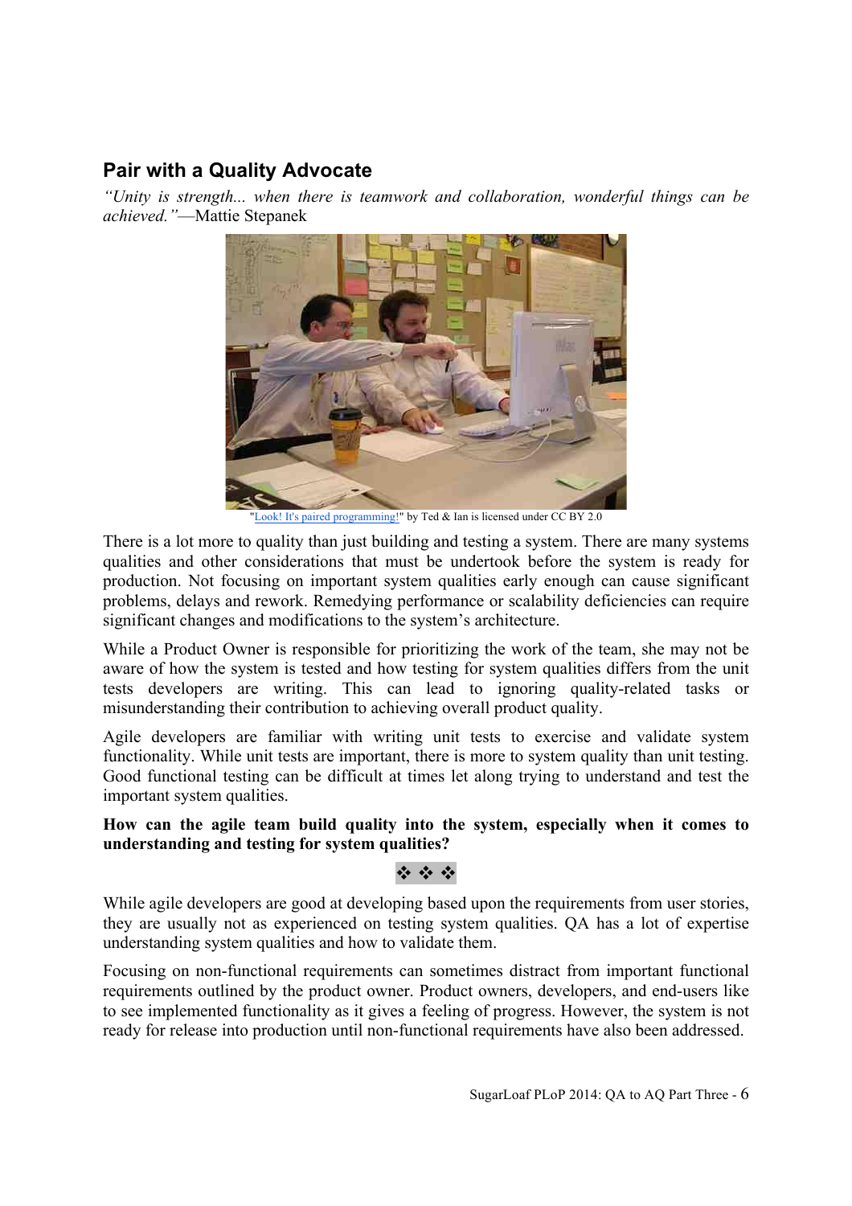## Pair with a Quality Advocate

*"Unity is strength... when there is teamwork and collaboration, wonderful things can be achieved."*—Mattie Stepanek

"Look! It's paired programming!" by Ted & Ian is licensed under CC BY 2.0

There is a lot more to quality than just building and testing a system. There are many systems qualities and other considerations that must be undertook before the system is ready for production. Not focusing on important system qualities early enough can cause significant problems, delays and rework. Remedying performance or scalability deficiencies can require significant changes and modifications to the system's architecture.

While a Product Owner is responsible for prioritizing the work of the team, she may not be aware of how the system is tested and how testing for system qualities differs from the unit tests developers are writing. This can lead to ignoring quality-related tasks or misunderstanding their contribution to achieving overall product quality.

Agile developers are familiar with writing unit tests to exercise and validate system functionality. While unit tests are important, there is more to system quality than unit testing. Good functional testing can be difficult at times let along trying to understand and test the important system qualities.

**How can the agile team build quality into the system, especially when it comes to understanding and testing for system qualities?**

❖ ❖ ❖

While agile developers are good at developing based upon the requirements from user stories, they are usually not as experienced on testing system qualities. QA has a lot of expertise understanding system qualities and how to validate them.

Focusing on non-functional requirements can sometimes distract from important functional requirements outlined by the product owner. Product owners, developers, and end-users like to see implemented functionality as it gives a feeling of progress. However, the system is not ready for release into production until non-functional requirements have also been addressed.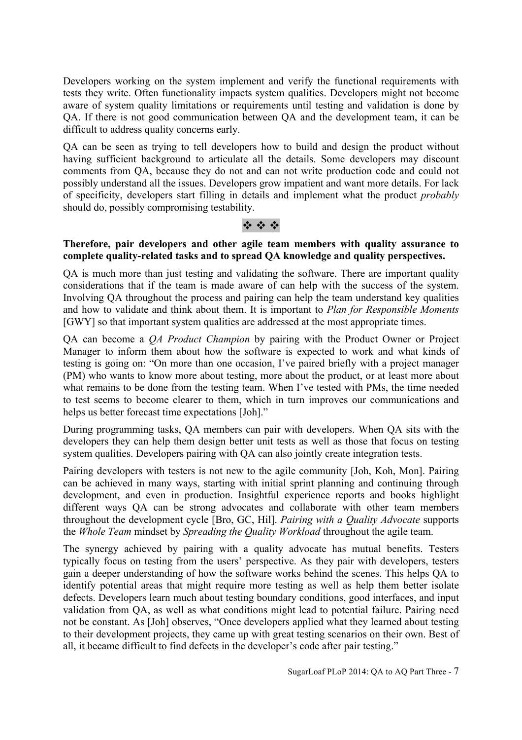Developers working on the system implement and verify the functional requirements with tests they write. Often functionality impacts system qualities. Developers might not become aware of system quality limitations or requirements until testing and validation is done by QA. If there is not good communication between QA and the development team, it can be difficult to address quality concerns early.

QA can be seen as trying to tell developers how to build and design the product without having sufficient background to articulate all the details. Some developers may discount comments from QA, because they do not and can not write production code and could not possibly understand all the issues. Developers grow impatient and want more details. For lack of specificity, developers start filling in details and implement what the product *probably* should do, possibly compromising testability.

❖ ❖ ❖

**Therefore, pair developers and other agile team members with quality assurance to complete quality-related tasks and to spread QA knowledge and quality perspectives.**

QA is much more than just testing and validating the software. There are important quality considerations that if the team is made aware of can help with the success of the system. Involving QA throughout the process and pairing can help the team understand key qualities and how to validate and think about them. It is important to *Plan for Responsible Moments* [GWY] so that important system qualities are addressed at the most appropriate times.

QA can become a *QA Product Champion* by pairing with the Product Owner or Project Manager to inform them about how the software is expected to work and what kinds of testing is going on: "On more than one occasion, I've paired briefly with a project manager (PM) who wants to know more about testing, more about the product, or at least more about what remains to be done from the testing team. When I've tested with PMs, the time needed to test seems to become clearer to them, which in turn improves our communications and helps us better forecast time expectations [Joh]."

During programming tasks, QA members can pair with developers. When QA sits with the developers they can help them design better unit tests as well as those that focus on testing system qualities. Developers pairing with QA can also jointly create integration tests.

Pairing developers with testers is not new to the agile community [Joh, Koh, Mon]. Pairing can be achieved in many ways, starting with initial sprint planning and continuing through development, and even in production. Insightful experience reports and books highlight different ways QA can be strong advocates and collaborate with other team members throughout the development cycle [Bro, GC, Hil]. *Pairing with a Quality Advocate* supports the *Whole Team* mindset by *Spreading the Quality Workload* throughout the agile team.

The synergy achieved by pairing with a quality advocate has mutual benefits. Testers typically focus on testing from the users' perspective. As they pair with developers, testers gain a deeper understanding of how the software works behind the scenes. This helps QA to identify potential areas that might require more testing as well as help them better isolate defects. Developers learn much about testing boundary conditions, good interfaces, and input validation from QA, as well as what conditions might lead to potential failure. Pairing need not be constant. As [Joh] observes, "Once developers applied what they learned about testing to their development projects, they came up with great testing scenarios on their own. Best of all, it became difficult to find defects in the developer's code after pair testing."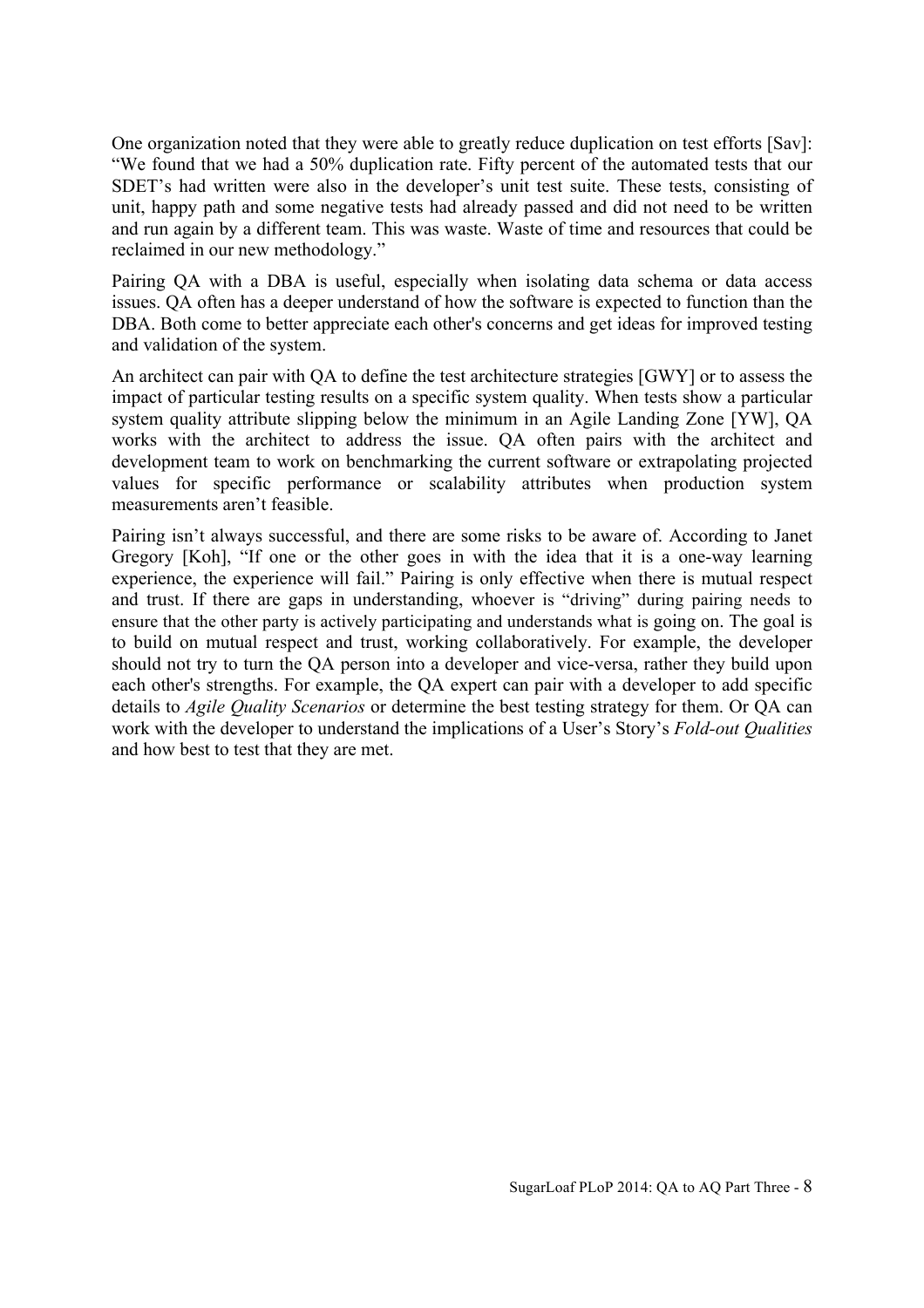One organization noted that they were able to greatly reduce duplication on test efforts [Sav]: "We found that we had a 50% duplication rate. Fifty percent of the automated tests that our SDET's had written were also in the developer's unit test suite. These tests, consisting of unit, happy path and some negative tests had already passed and did not need to be written and run again by a different team. This was waste. Waste of time and resources that could be reclaimed in our new methodology."

Pairing QA with a DBA is useful, especially when isolating data schema or data access issues. QA often has a deeper understand of how the software is expected to function than the DBA. Both come to better appreciate each other's concerns and get ideas for improved testing and validation of the system.

An architect can pair with QA to define the test architecture strategies [GWY] or to assess the impact of particular testing results on a specific system quality. When tests show a particular system quality attribute slipping below the minimum in an Agile Landing Zone [YW], QA works with the architect to address the issue. QA often pairs with the architect and development team to work on benchmarking the current software or extrapolating projected values for specific performance or scalability attributes when production system measurements aren't feasible.

Pairing isn't always successful, and there are some risks to be aware of. According to Janet Gregory [Koh], "If one or the other goes in with the idea that it is a one-way learning experience, the experience will fail." Pairing is only effective when there is mutual respect and trust. If there are gaps in understanding, whoever is "driving" during pairing needs to ensure that the other party is actively participating and understands what is going on. The goal is to build on mutual respect and trust, working collaboratively. For example, the developer should not try to turn the QA person into a developer and vice-versa, rather they build upon each other's strengths. For example, the QA expert can pair with a developer to add specific details to *Agile Quality Scenarios* or determine the best testing strategy for them. Or QA can work with the developer to understand the implications of a User's Story's *Fold-out Qualities* and how best to test that they are met.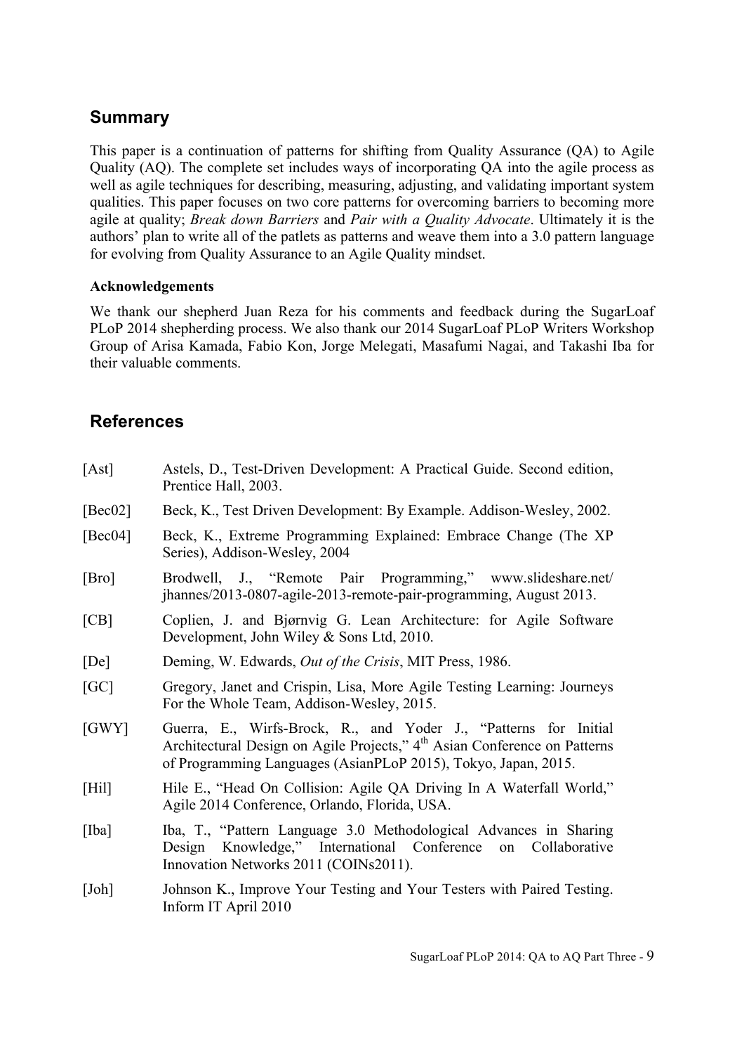## Summary

This paper is a continuation of patterns for shifting from Quality Assurance (QA) to Agile Quality (AQ). The complete set includes ways of incorporating QA into the agile process as well as agile techniques for describing, measuring, adjusting, and validating important system qualities. This paper focuses on two core patterns for overcoming barriers to becoming more agile at quality; *Break down Barriers* and *Pair with a Quality Advocate*. Ultimately it is the authors' plan to write all of the patlets as patterns and weave them into a 3.0 pattern language for evolving from Quality Assurance to an Agile Quality mindset.

**Acknowledgements**

We thank our shepherd Juan Reza for his comments and feedback during the SugarLoaf PLoP 2014 shepherding process. We also thank our 2014 SugarLoaf PLoP Writers Workshop Group of Arisa Kamada, Fabio Kon, Jorge Melegati, Masafumi Nagai, and Takashi Iba for their valuable comments.

## References

[Ast] Astels, D., Test-Driven Development: A Practical Guide. Second edition, Prentice Hall, 2003.

[Bec02] Beck, K., Test Driven Development: By Example. Addison-Wesley, 2002.

[Bec04] Beck, K., Extreme Programming Explained: Embrace Change (The XP Series), Addison-Wesley, 2004

[Bro] Brodwell, J., "Remote Pair Programming," www.slideshare.net/jhannes/2013-0807-agile-2013-remote-pair-programming, August 2013.

[CB] Coplien, J. and Bjørnvig G. Lean Architecture: for Agile Software Development, John Wiley & Sons Ltd, 2010.

[De] Deming, W. Edwards, *Out of the Crisis*, MIT Press, 1986.

[GC] Gregory, Janet and Crispin, Lisa, More Agile Testing Learning: Journeys For the Whole Team, Addison-Wesley, 2015.

[GWY] Guerra, E., Wirfs-Brock, R., and Yoder J., "Patterns for Initial Architectural Design on Agile Projects," 4th Asian Conference on Patterns of Programming Languages (AsianPLoP 2015), Tokyo, Japan, 2015.

[Hil] Hile E., "Head On Collision: Agile QA Driving In A Waterfall World," Agile 2014 Conference, Orlando, Florida, USA.

[Iba] Iba, T., "Pattern Language 3.0 Methodological Advances in Sharing Design Knowledge," International Conference on Collaborative Innovation Networks 2011 (COINs2011).

[Joh] Johnson K., Improve Your Testing and Your Testers with Paired Testing. Inform IT April 2010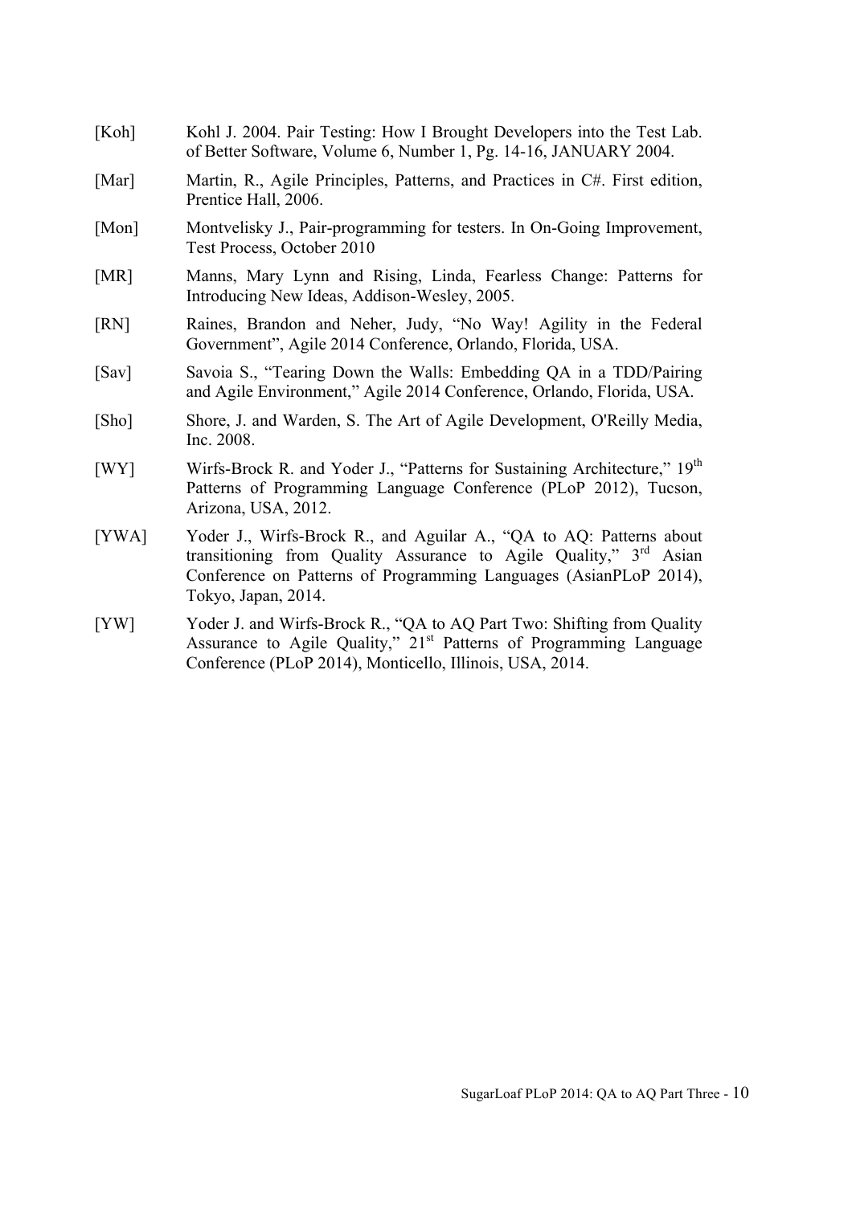[Koh] Kohl J. 2004. Pair Testing: How I Brought Developers into the Test Lab. of Better Software, Volume 6, Number 1, Pg. 14-16, JANUARY 2004.

[Mar] Martin, R., Agile Principles, Patterns, and Practices in C#. First edition, Prentice Hall, 2006.

[Mon] Montvelisky J., Pair-programming for testers. In On-Going Improvement, Test Process, October 2010

[MR] Manns, Mary Lynn and Rising, Linda, Fearless Change: Patterns for Introducing New Ideas, Addison-Wesley, 2005.

[RN] Raines, Brandon and Neher, Judy, "No Way! Agility in the Federal Government", Agile 2014 Conference, Orlando, Florida, USA.

[Sav] Savoia S., "Tearing Down the Walls: Embedding QA in a TDD/Pairing and Agile Environment," Agile 2014 Conference, Orlando, Florida, USA.

[Sho] Shore, J. and Warden, S. The Art of Agile Development, O'Reilly Media, Inc. 2008.

[WY] Wirfs-Brock R. and Yoder J., "Patterns for Sustaining Architecture," 19th Patterns of Programming Language Conference (PLoP 2012), Tucson, Arizona, USA, 2012.

[YWA] Yoder J., Wirfs-Brock R., and Aguilar A., "QA to AQ: Patterns about transitioning from Quality Assurance to Agile Quality," 3rd Asian Conference on Patterns of Programming Languages (AsianPLoP 2014), Tokyo, Japan, 2014.

[YW] Yoder J. and Wirfs-Brock R., "QA to AQ Part Two: Shifting from Quality Assurance to Agile Quality," 21st Patterns of Programming Language Conference (PLoP 2014), Monticello, Illinois, USA, 2014.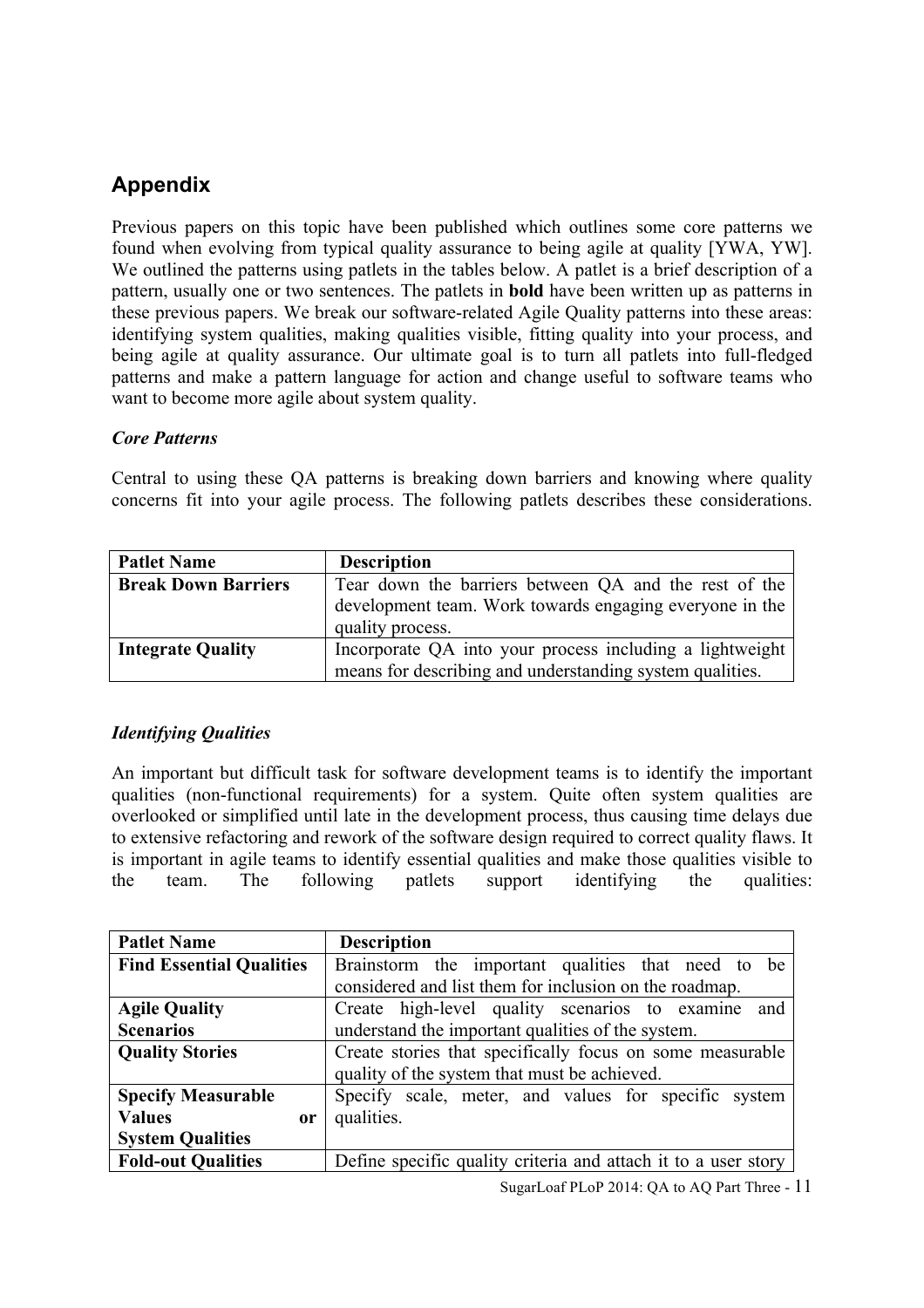## Appendix

Previous papers on this topic have been published which outlines some core patterns we found when evolving from typical quality assurance to being agile at quality [YWA, YW]. We outlined the patterns using patlets in the tables below. A patlet is a brief description of a pattern, usually one or two sentences. The patlets in **bold** have been written up as patterns in these previous papers. We break our software-related Agile Quality patterns into these areas: identifying system qualities, making qualities visible, fitting quality into your process, and being agile at quality assurance. Our ultimate goal is to turn all patlets into full-fledged patterns and make a pattern language for action and change useful to software teams who want to become more agile about system quality.

### *Core Patterns*

Central to using these QA patterns is breaking down barriers and knowing where quality concerns fit into your agile process. The following patlets describes these considerations.

| Patlet Name | Description |
|---|---|
| **Break Down Barriers** | Tear down the barriers between QA and the rest of the development team. Work towards engaging everyone in the quality process. |
| **Integrate Quality** | Incorporate QA into your process including a lightweight means for describing and understanding system qualities. |

### *Identifying Qualities*

An important but difficult task for software development teams is to identify the important qualities (non-functional requirements) for a system. Quite often system qualities are overlooked or simplified until late in the development process, thus causing time delays due to extensive refactoring and rework of the software design required to correct quality flaws. It is important in agile teams to identify essential qualities and make those qualities visible to the team. The following patlets support identifying the qualities:

| Patlet Name | Description |
|---|---|
| **Find Essential Qualities** | Brainstorm the important qualities that need to be considered and list them for inclusion on the roadmap. |
| **Agile Quality Scenarios** | Create high-level quality scenarios to examine and understand the important qualities of the system. |
| **Quality Stories** | Create stories that specifically focus on some measurable quality of the system that must be achieved. |
| **Specify Measurable Values or System Qualities** | Specify scale, meter, and values for specific system qualities. |
| **Fold-out Qualities** | Define specific quality criteria and attach it to a user story |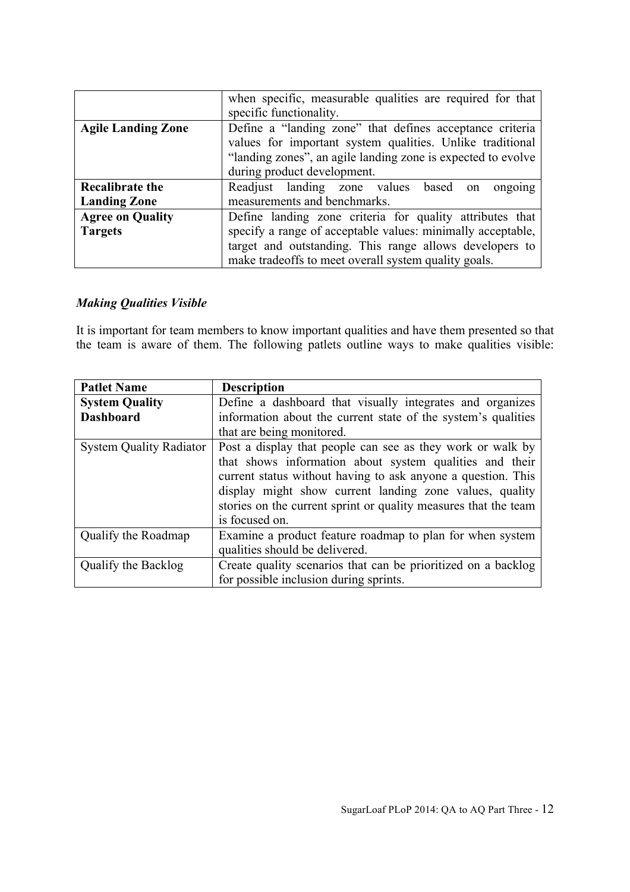| | |
|---|---|
| | when specific, measurable qualities are required for that specific functionality. |
| **Agile Landing Zone** | Define a "landing zone" that defines acceptance criteria values for important system qualities. Unlike traditional "landing zones", an agile landing zone is expected to evolve during product development. |
| **Recalibrate the Landing Zone** | Readjust landing zone values based on ongoing measurements and benchmarks. |
| **Agree on Quality Targets** | Define landing zone criteria for quality attributes that specify a range of acceptable values: minimally acceptable, target and outstanding. This range allows developers to make tradeoffs to meet overall system quality goals. |

*Making Qualities Visible*

It is important for team members to know important qualities and have them presented so that the team is aware of them. The following patlets outline ways to make qualities visible:

| Patlet Name | Description |
|---|---|
| **System Quality Dashboard** | Define a dashboard that visually integrates and organizes information about the current state of the system's qualities that are being monitored. |
| System Quality Radiator | Post a display that people can see as they work or walk by that shows information about system qualities and their current status without having to ask anyone a question. This display might show current landing zone values, quality stories on the current sprint or quality measures that the team is focused on. |
| Qualify the Roadmap | Examine a product feature roadmap to plan for when system qualities should be delivered. |
| Qualify the Backlog | Create quality scenarios that can be prioritized on a backlog for possible inclusion during sprints. |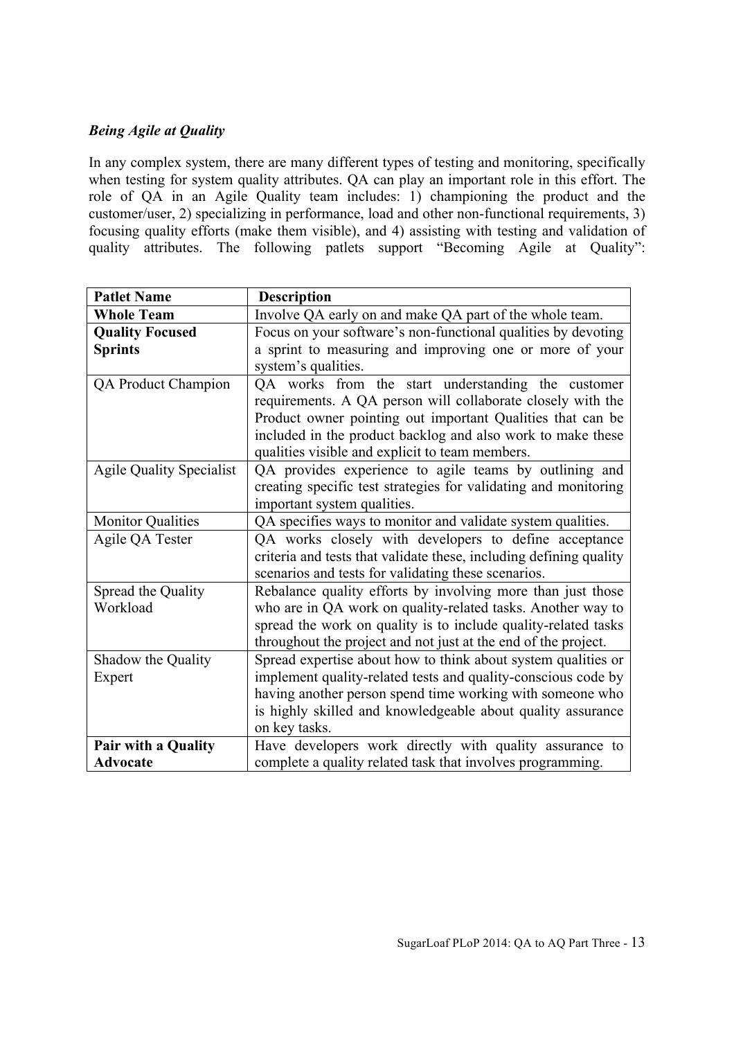***Being Agile at Quality***

In any complex system, there are many different types of testing and monitoring, specifically when testing for system quality attributes. QA can play an important role in this effort. The role of QA in an Agile Quality team includes: 1) championing the product and the customer/user, 2) specializing in performance, load and other non-functional requirements, 3) focusing quality efforts (make them visible), and 4) assisting with testing and validation of quality attributes. The following patlets support "Becoming Agile at Quality":

| **Patlet Name** | **Description** |
|---|---|
| **Whole Team** | Involve QA early on and make QA part of the whole team. |
| **Quality Focused Sprints** | Focus on your software's non-functional qualities by devoting a sprint to measuring and improving one or more of your system's qualities. |
| QA Product Champion | QA works from the start understanding the customer requirements. A QA person will collaborate closely with the Product owner pointing out important Qualities that can be included in the product backlog and also work to make these qualities visible and explicit to team members. |
| Agile Quality Specialist | QA provides experience to agile teams by outlining and creating specific test strategies for validating and monitoring important system qualities. |
| Monitor Qualities | QA specifies ways to monitor and validate system qualities. |
| Agile QA Tester | QA works closely with developers to define acceptance criteria and tests that validate these, including defining quality scenarios and tests for validating these scenarios. |
| Spread the Quality Workload | Rebalance quality efforts by involving more than just those who are in QA work on quality-related tasks. Another way to spread the work on quality is to include quality-related tasks throughout the project and not just at the end of the project. |
| Shadow the Quality Expert | Spread expertise about how to think about system qualities or implement quality-related tests and quality-conscious code by having another person spend time working with someone who is highly skilled and knowledgeable about quality assurance on key tasks. |
| **Pair with a Quality Advocate** | Have developers work directly with quality assurance to complete a quality related task that involves programming. |